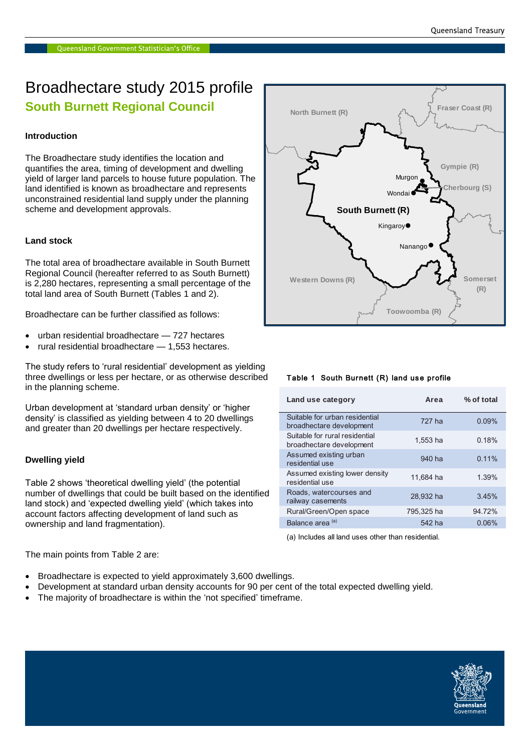# Broadhectare study 2015 profile

## South Burnett Regional Council

### Introduction

The Broadhectare study identifies the location and quantifies the area, timing of development and dwelling yield of larger land parcels to house future population. The land identified is known as broadhectare and represents unconstrained residential land supply under the planning scheme and development approvals.

### Land stock

The total area of broadhectare available in South Burnett Regional Council (hereafter referred to as South Burnett) is 2,280 hectares, representing a small percentage of the total land area of South Burnett (Tables 1 and 2).

Broadhectare can be further classified as follows:

- urban residential broadhectare — 727 hectares
- rural residential broadhectare — 1,553 hectares.

The study refers to 'rural residential' development as yielding three dwellings or less per hectare, or as otherwise described in the planning scheme.

Urban development at 'standard urban density' or 'higher density' is classified as yielding between 4 to 20 dwellings and greater than 20 dwellings per hectare respectively.

### Dwelling yield

Table 2 shows 'theoretical dwelling yield' (the potential number of dwellings that could be built based on the identified land stock) and 'expected dwelling yield' (which takes into account factors affecting development of land such as ownership and land fragmentation).

The main points from Table 2 are:

- Broadhectare is expected to yield approximately 3,600 dwellings.
- Development at standard urban density accounts for 90 per cent of the total expected dwelling yield.
- The majority of broadhectare is within the 'not specified' timeframe.

**Table 1 South Burnett (R) land use profile**

| Land use category | Area | % of total |
|---|---|---|
| Suitable for urban residential broadhectare development | 727 ha | 0.09% |
| Suitable for rural residential broadhectare development | 1,553 ha | 0.18% |
| Assumed existing urban residential use | 940 ha | 0.11% |
| Assumed existing lower density residential use | 11,684 ha | 1.39% |
| Roads, watercourses and railway casements | 28,932 ha | 3.45% |
| Rural/Green/Open space | 795,325 ha | 94.72% |
| Balance area [(a)] | 542 ha | 0.06% |

(a) Includes all land uses other than residential.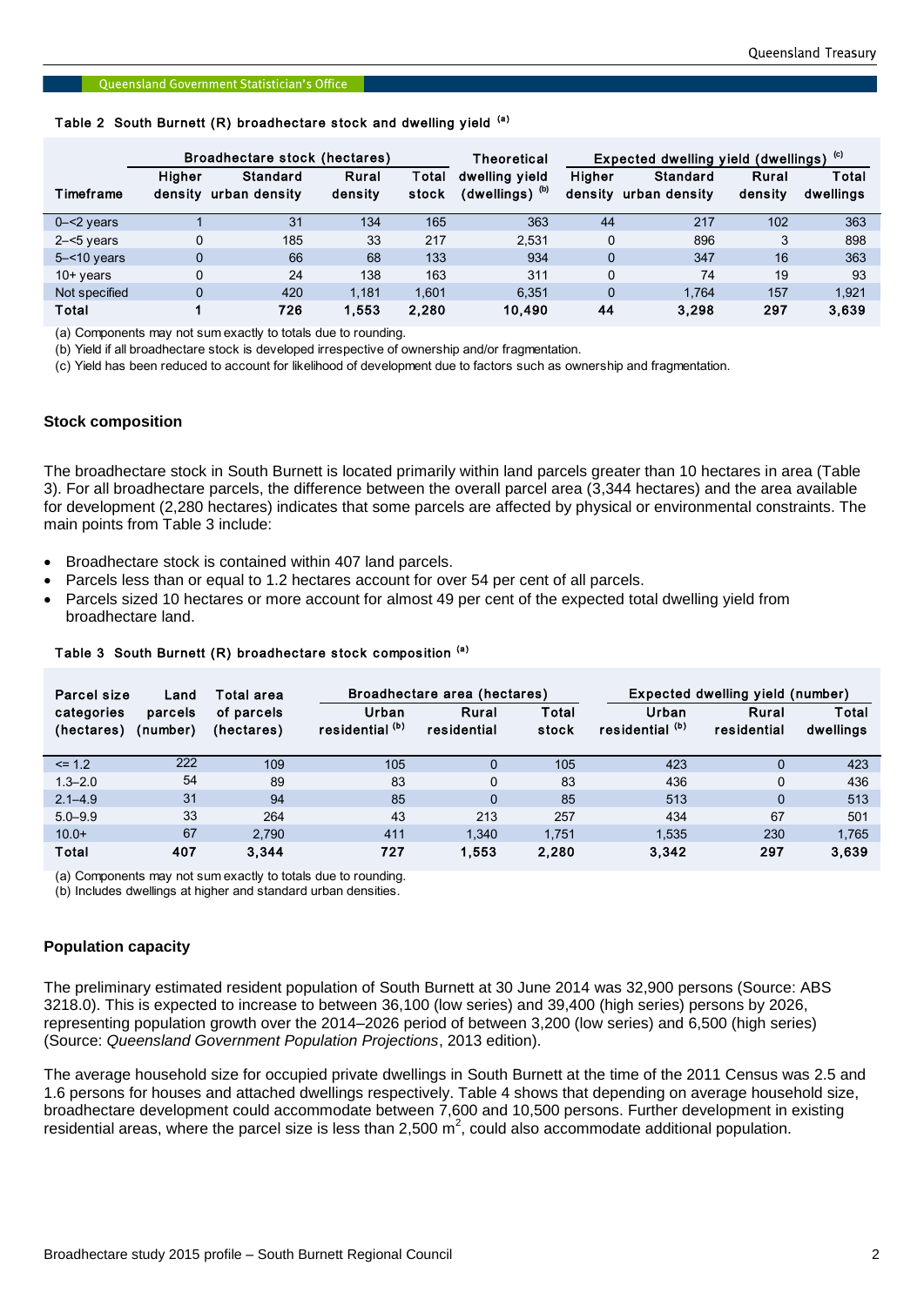**Table 2 South Burnett (R) broadhectare stock and dwelling yield [(a)]**

| Timeframe | Broadhectare stock (hectares) | | | | Theoretical dwelling yield (dwellings) [(b)] | Expected dwelling yield (dwellings) [(c)] | | | |
|---|---|---|---|---|---|---|---|---|---|
| | Higher density | Standard urban density | Rural density | Total stock | | Higher density | Standard urban density | Rural density | Total dwellings |
| 0–<2 years | 1 | 31 | 134 | 165 | 363 | 44 | 217 | 102 | 363 |
| 2–<5 years | 0 | 185 | 33 | 217 | 2,531 | 0 | 896 | 3 | 898 |
| 5–<10 years | 0 | 66 | 68 | 133 | 934 | 0 | 347 | 16 | 363 |
| 10+ years | 0 | 24 | 138 | 163 | 311 | 0 | 74 | 19 | 93 |
| Not specified | 0 | 420 | 1,181 | 1,601 | 6,351 | 0 | 1,764 | 157 | 1,921 |
| **Total** | **1** | **726** | **1,553** | **2,280** | **10,490** | **44** | **3,298** | **297** | **3,639** |

(a) Components may not sum exactly to totals due to rounding.
(b) Yield if all broadhectare stock is developed irrespective of ownership and/or fragmentation.
(c) Yield has been reduced to account for likelihood of development due to factors such as ownership and fragmentation.

### Stock composition

The broadhectare stock in South Burnett is located primarily within land parcels greater than 10 hectares in area (Table 3). For all broadhectare parcels, the difference between the overall parcel area (3,344 hectares) and the area available for development (2,280 hectares) indicates that some parcels are affected by physical or environmental constraints. The main points from Table 3 include:

- Broadhectare stock is contained within 407 land parcels.
- Parcels less than or equal to 1.2 hectares account for over 54 per cent of all parcels.
- Parcels sized 10 hectares or more account for almost 49 per cent of the expected total dwelling yield from broadhectare land.

**Table 3 South Burnett (R) broadhectare stock composition [(a)]**

| Parcel size categories (hectares) | Land parcels (number) | Total area of parcels (hectares) | Broadhectare area (hectares) | | | Expected dwelling yield (number) | | |
|---|---|---|---|---|---|---|---|---|
| | | | Urban residential [(b)] | Rural residential | Total stock | Urban residential [(b)] | Rural residential | Total dwellings |
| <= 1.2 | 222 | 109 | 105 | 0 | 105 | 423 | 0 | 423 |
| 1.3–2.0 | 54 | 89 | 83 | 0 | 83 | 436 | 0 | 436 |
| 2.1–4.9 | 31 | 94 | 85 | 0 | 85 | 513 | 0 | 513 |
| 5.0–9.9 | 33 | 264 | 43 | 213 | 257 | 434 | 67 | 501 |
| 10.0+ | 67 | 2,790 | 411 | 1,340 | 1,751 | 1,535 | 230 | 1,765 |
| **Total** | **407** | **3,344** | **727** | **1,553** | **2,280** | **3,342** | **297** | **3,639** |

(a) Components may not sum exactly to totals due to rounding.
(b) Includes dwellings at higher and standard urban densities.

### Population capacity

The preliminary estimated resident population of South Burnett at 30 June 2014 was 32,900 persons (Source: ABS 3218.0). This is expected to increase to between 36,100 (low series) and 39,400 (high series) persons by 2026, representing population growth over the 2014–2026 period of between 3,200 (low series) and 6,500 (high series) (Source: *Queensland Government Population Projections*, 2013 edition).

The average household size for occupied private dwellings in South Burnett at the time of the 2011 Census was 2.5 and 1.6 persons for houses and attached dwellings respectively. Table 4 shows that depending on average household size, broadhectare development could accommodate between 7,600 and 10,500 persons. Further development in existing residential areas, where the parcel size is less than 2,500 $m^2$, could also accommodate additional population.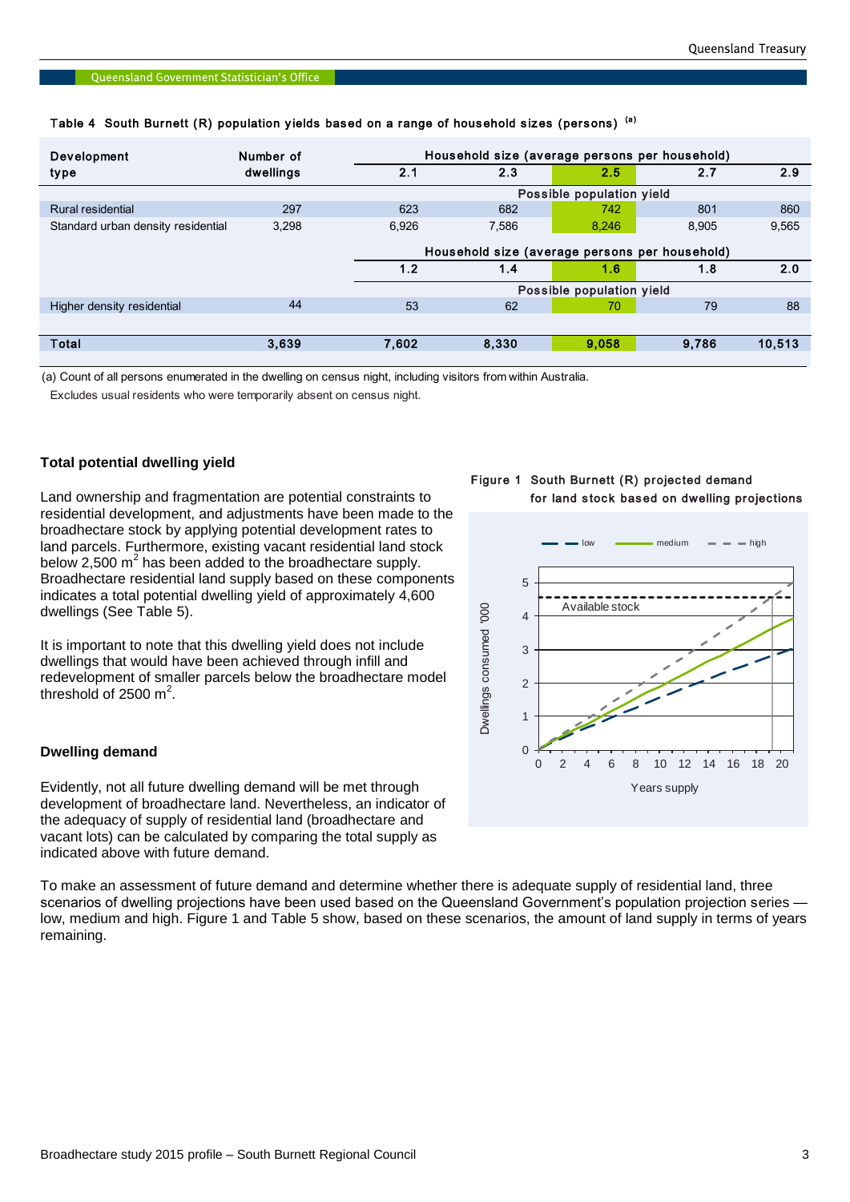**Table 4 South Burnett (R) population yields based on a range of household sizes (persons) [(a)]**

| Development type | Number of dwellings | Household size (average persons per household) | | | | |
|---|---|---|---|---|---|---|
| | | 2.1 | 2.3 | 2.5 | 2.7 | 2.9 |
| | | Possible population yield | | | | |
| Rural residential | 297 | 623 | 682 | 742 | 801 | 860 |
| Standard urban density residential | 3,298 | 6,926 | 7,586 | 8,246 | 8,905 | 9,565 |
| | | Household size (average persons per household) | | | | |
| | | 1.2 | 1.4 | 1.6 | 1.8 | 2.0 |
| | | Possible population yield | | | | |
| Higher density residential | 44 | 53 | 62 | 70 | 79 | 88 |
| **Total** | **3,639** | **7,602** | **8,330** | **9,058** | **9,786** | **10,513** |

(a) Count of all persons enumerated in the dwelling on census night, including visitors from within Australia. Excludes usual residents who were temporarily absent on census night.

### Total potential dwelling yield

Land ownership and fragmentation are potential constraints to residential development, and adjustments have been made to the broadhectare stock by applying potential development rates to land parcels. Furthermore, existing vacant residential land stock below 2,500 $m^2$ has been added to the broadhectare supply. Broadhectare residential land supply based on these components indicates a total potential dwelling yield of approximately 4,600 dwellings (See Table 5).

It is important to note that this dwelling yield does not include dwellings that would have been achieved through infill and redevelopment of smaller parcels below the broadhectare model threshold of 2500 $m^2$.

### Dwelling demand

Evidently, not all future dwelling demand will be met through development of broadhectare land. Nevertheless, an indicator of the adequacy of supply of residential land (broadhectare and vacant lots) can be calculated by comparing the total supply as indicated above with future demand.

**Figure 1 South Burnett (R) projected demand for land stock based on dwelling projections**

To make an assessment of future demand and determine whether there is adequate supply of residential land, three scenarios of dwelling projections have been used based on the Queensland Government's population projection series — low, medium and high. Figure 1 and Table 5 show, based on these scenarios, the amount of land supply in terms of years remaining.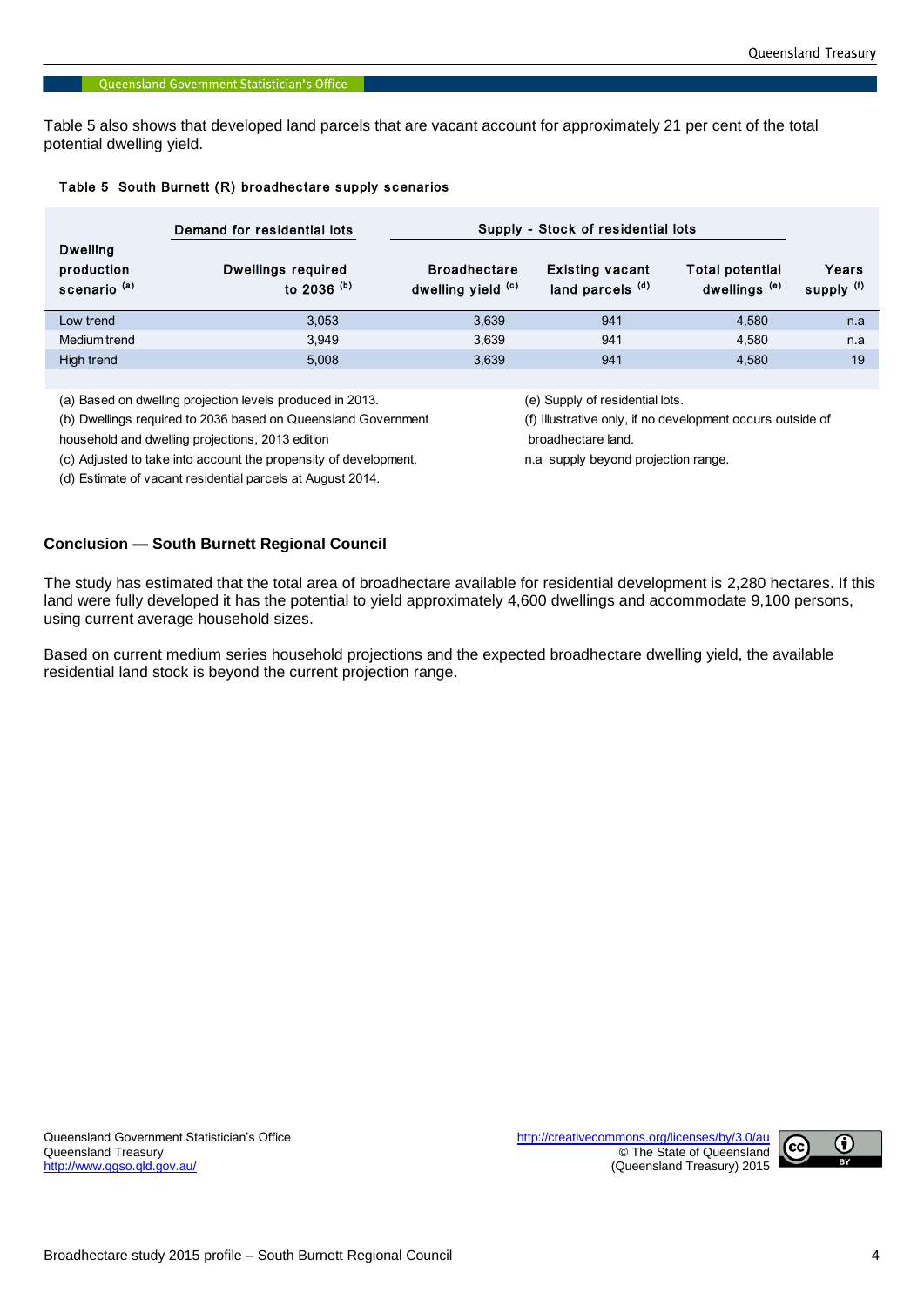Table 5 also shows that developed land parcels that are vacant account for approximately 21 per cent of the total potential dwelling yield.

**Table 5 South Burnett (R) broadhectare supply scenarios**

| Dwelling production scenario [(a)] | Demand for residential lots | Supply - Stock of residential lots | | | |
|---|---|---|---|---|---|
| | Dwellings required to 2036 [(b)] | Broadhectare dwelling yield [(c)] | Existing vacant land parcels [(d)] | Total potential dwellings [(e)] | Years supply [(f)] |
| Low trend | 3,053 | 3,639 | 941 | 4,580 | n.a |
| Medium trend | 3,949 | 3,639 | 941 | 4,580 | n.a |
| High trend | 5,008 | 3,639 | 941 | 4,580 | 19 |

(a) Based on dwelling projection levels produced in 2013.
(b) Dwellings required to 2036 based on Queensland Government household and dwelling projections, 2013 edition
(c) Adjusted to take into account the propensity of development.
(d) Estimate of vacant residential parcels at August 2014.
(e) Supply of residential lots.
(f) Illustrative only, if no development occurs outside of broadhectare land.
n.a supply beyond projection range.

### Conclusion — South Burnett Regional Council

The study has estimated that the total area of broadhectare available for residential development is 2,280 hectares. If this land were fully developed it has the potential to yield approximately 4,600 dwellings and accommodate 9,100 persons, using current average household sizes.

Based on current medium series household projections and the expected broadhectare dwelling yield, the available residential land stock is beyond the current projection range.

Queensland Government Statistician's Office
Queensland Treasury
http://www.qgso.qld.gov.au/

http://creativecommons.org/licenses/by/3.0/au
© The State of Queensland (Queensland Treasury) 2015